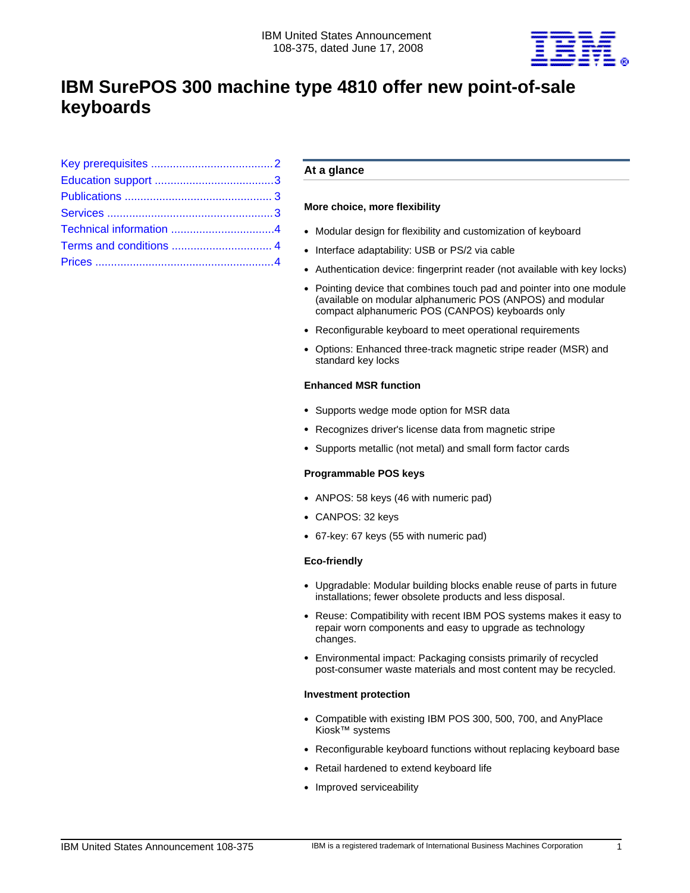IBM United States Announcement
108-375, dated June 17, 2008

# IBM SurePOS 300 machine type 4810 offer new point-of-sale keyboards

- Key prerequisites ....................................... 2
- Education support ...................................... 3
- Publications ............................................... 3
- Services ..................................................... 3
- Technical information ................................. 4
- Terms and conditions ................................. 4
- Prices ......................................................... 4

## At a glance

### More choice, more flexibility

- Modular design for flexibility and customization of keyboard
- Interface adaptability: USB or PS/2 via cable
- Authentication device: fingerprint reader (not available with key locks)
- Pointing device that combines touch pad and pointer into one module (available on modular alphanumeric POS (ANPOS) and modular compact alphanumeric POS (CANPOS) keyboards only
- Reconfigurable keyboard to meet operational requirements
- Options: Enhanced three-track magnetic stripe reader (MSR) and standard key locks

### Enhanced MSR function

- Supports wedge mode option for MSR data
- Recognizes driver's license data from magnetic stripe
- Supports metallic (not metal) and small form factor cards

### Programmable POS keys

- ANPOS: 58 keys (46 with numeric pad)
- CANPOS: 32 keys
- 67-key: 67 keys (55 with numeric pad)

### Eco-friendly

- Upgradable: Modular building blocks enable reuse of parts in future installations; fewer obsolete products and less disposal.
- Reuse: Compatibility with recent IBM POS systems makes it easy to repair worn components and easy to upgrade as technology changes.
- Environmental impact: Packaging consists primarily of recycled post-consumer waste materials and most content may be recycled.

### Investment protection

- Compatible with existing IBM POS 300, 500, 700, and AnyPlace Kiosk™ systems
- Reconfigurable keyboard functions without replacing keyboard base
- Retail hardened to extend keyboard life
- Improved serviceability

IBM is a registered trademark of International Business Machines Corporation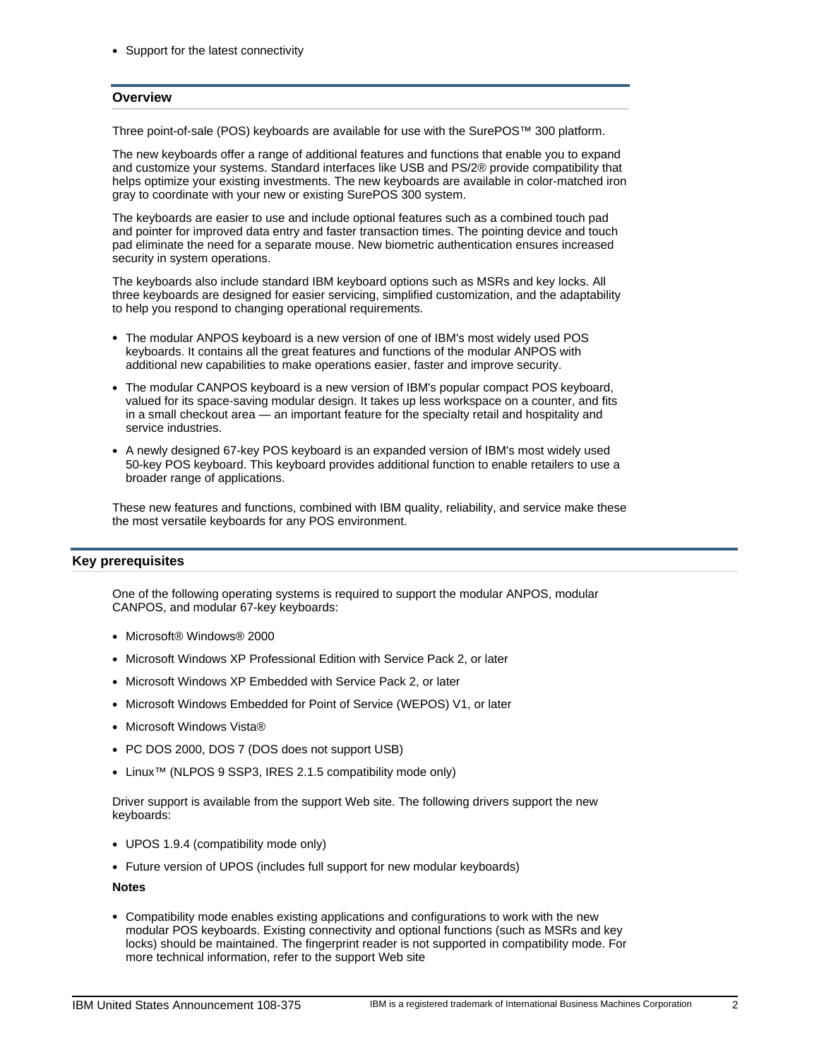- Support for the latest connectivity

## Overview

Three point-of-sale (POS) keyboards are available for use with the SurePOS™ 300 platform.

The new keyboards offer a range of additional features and functions that enable you to expand and customize your systems. Standard interfaces like USB and PS/2® provide compatibility that helps optimize your existing investments. The new keyboards are available in color-matched iron gray to coordinate with your new or existing SurePOS 300 system.

The keyboards are easier to use and include optional features such as a combined touch pad and pointer for improved data entry and faster transaction times. The pointing device and touch pad eliminate the need for a separate mouse. New biometric authentication ensures increased security in system operations.

The keyboards also include standard IBM keyboard options such as MSRs and key locks. All three keyboards are designed for easier servicing, simplified customization, and the adaptability to help you respond to changing operational requirements.

- The modular ANPOS keyboard is a new version of one of IBM's most widely used POS keyboards. It contains all the great features and functions of the modular ANPOS with additional new capabilities to make operations easier, faster and improve security.
- The modular CANPOS keyboard is a new version of IBM's popular compact POS keyboard, valued for its space-saving modular design. It takes up less workspace on a counter, and fits in a small checkout area — an important feature for the specialty retail and hospitality and service industries.
- A newly designed 67-key POS keyboard is an expanded version of IBM's most widely used 50-key POS keyboard. This keyboard provides additional function to enable retailers to use a broader range of applications.

These new features and functions, combined with IBM quality, reliability, and service make these the most versatile keyboards for any POS environment.

## Key prerequisites

One of the following operating systems is required to support the modular ANPOS, modular CANPOS, and modular 67-key keyboards:

- Microsoft® Windows® 2000
- Microsoft Windows XP Professional Edition with Service Pack 2, or later
- Microsoft Windows XP Embedded with Service Pack 2, or later
- Microsoft Windows Embedded for Point of Service (WEPOS) V1, or later
- Microsoft Windows Vista®
- PC DOS 2000, DOS 7 (DOS does not support USB)
- Linux™ (NLPOS 9 SSP3, IRES 2.1.5 compatibility mode only)

Driver support is available from the support Web site. The following drivers support the new keyboards:

- UPOS 1.9.4 (compatibility mode only)
- Future version of UPOS (includes full support for new modular keyboards)

**Notes**

- Compatibility mode enables existing applications and configurations to work with the new modular POS keyboards. Existing connectivity and optional functions (such as MSRs and key locks) should be maintained. The fingerprint reader is not supported in compatibility mode. For more technical information, refer to the support Web site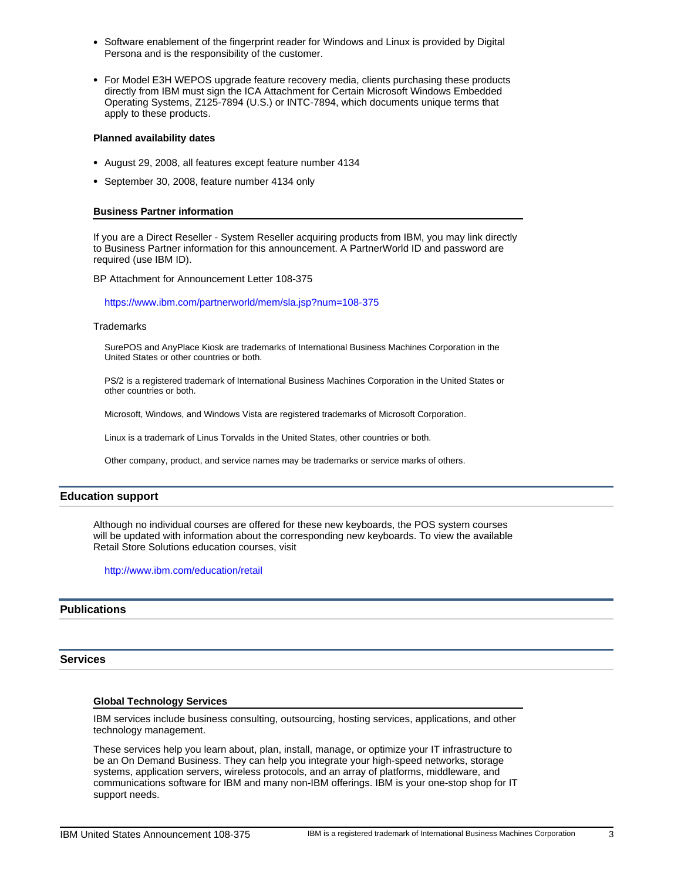- Software enablement of the fingerprint reader for Windows and Linux is provided by Digital Persona and is the responsibility of the customer.

- For Model E3H WEPOS upgrade feature recovery media, clients purchasing these products directly from IBM must sign the ICA Attachment for Certain Microsoft Windows Embedded Operating Systems, Z125-7894 (U.S.) or INTC-7894, which documents unique terms that apply to these products.

**Planned availability dates**

- August 29, 2008, all features except feature number 4134
- September 30, 2008, feature number 4134 only

### Business Partner information

If you are a Direct Reseller - System Reseller acquiring products from IBM, you may link directly to Business Partner information for this announcement. A PartnerWorld ID and password are required (use IBM ID).

BP Attachment for Announcement Letter 108-375

https://www.ibm.com/partnerworld/mem/sla.jsp?num=108-375

Trademarks

SurePOS and AnyPlace Kiosk are trademarks of International Business Machines Corporation in the United States or other countries or both.

PS/2 is a registered trademark of International Business Machines Corporation in the United States or other countries or both.

Microsoft, Windows, and Windows Vista are registered trademarks of Microsoft Corporation.

Linux is a trademark of Linus Torvalds in the United States, other countries or both.

Other company, product, and service names may be trademarks or service marks of others.

## Education support

Although no individual courses are offered for these new keyboards, the POS system courses will be updated with information about the corresponding new keyboards. To view the available Retail Store Solutions education courses, visit

http://www.ibm.com/education/retail

## Publications

## Services

### Global Technology Services

IBM services include business consulting, outsourcing, hosting services, applications, and other technology management.

These services help you learn about, plan, install, manage, or optimize your IT infrastructure to be an On Demand Business. They can help you integrate your high-speed networks, storage systems, application servers, wireless protocols, and an array of platforms, middleware, and communications software for IBM and many non-IBM offerings. IBM is your one-stop shop for IT support needs.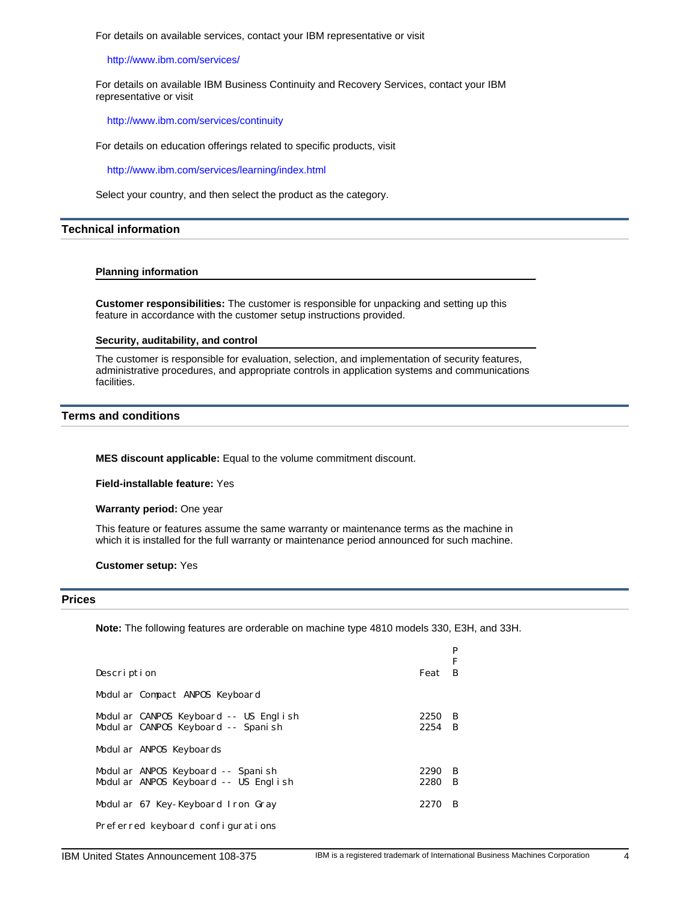For details on available services, contact your IBM representative or visit

http://www.ibm.com/services/

For details on available IBM Business Continuity and Recovery Services, contact your IBM representative or visit

http://www.ibm.com/services/continuity

For details on education offerings related to specific products, visit

http://www.ibm.com/services/learning/index.html

Select your country, and then select the product as the category.

## Technical information

### Planning information

**Customer responsibilities:** The customer is responsible for unpacking and setting up this feature in accordance with the customer setup instructions provided.

### Security, auditability, and control

The customer is responsible for evaluation, selection, and implementation of security features, administrative procedures, and appropriate controls in application systems and communications facilities.

## Terms and conditions

**MES discount applicable:** Equal to the volume commitment discount.

**Field-installable feature:** Yes

**Warranty period:** One year

This feature or features assume the same warranty or maintenance terms as the machine in which it is installed for the full warranty or maintenance period announced for such machine.

**Customer setup:** Yes

## Prices

**Note:** The following features are orderable on machine type 4810 models 330, E3H, and 33H.

| Description | Feat | PFB |
|---|---|---|
| Modular Compact ANPOS Keyboard | | |
| Modular CANPOS Keyboard -- US English | 2250 | B |
| Modular CANPOS Keyboard -- Spanish | 2254 | B |
| Modular ANPOS Keyboards | | |
| Modular ANPOS Keyboard -- Spanish | 2290 | B |
| Modular ANPOS Keyboard -- US English | 2280 | B |
| Modular 67 Key-Keyboard Iron Gray | 2270 | B |
| Preferred keyboard configurations | | |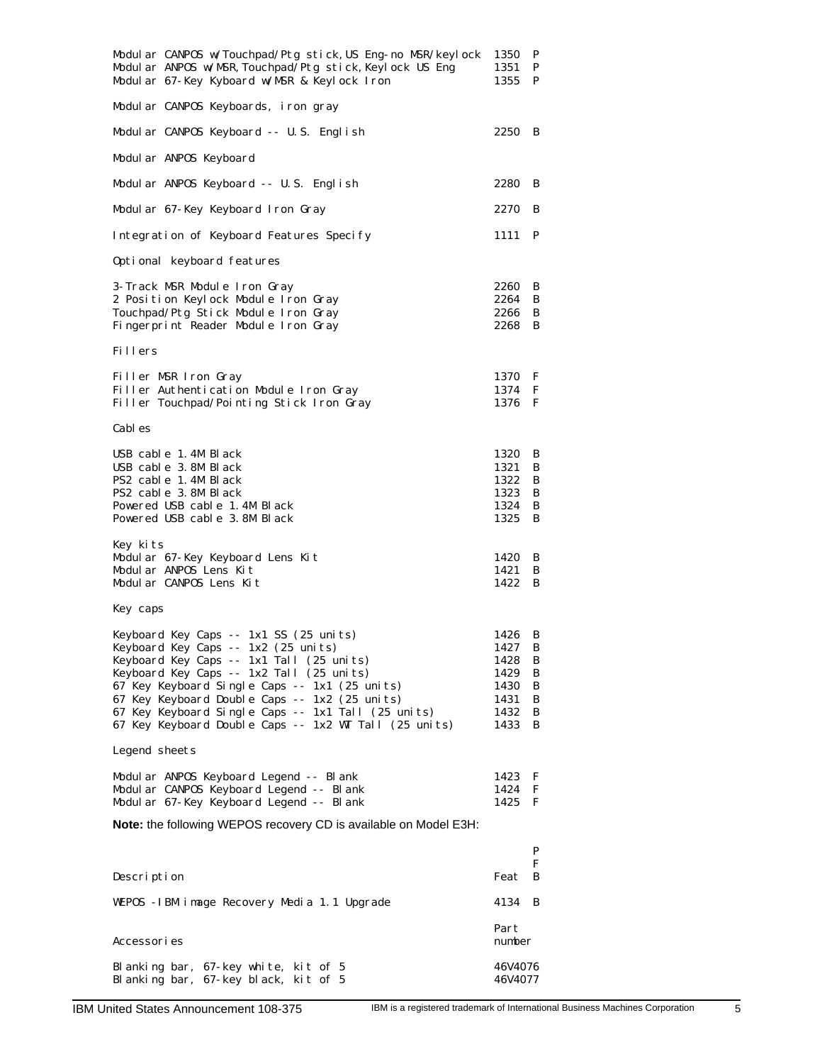| | | |
|---|---|---|
| Modular CANPOS w/Touchpad/Ptg stick,US Eng-no MSR/keylock | 1350 | P |
| Modular ANPOS w/MSR,Touchpad/Ptg stick,Keylock US Eng | 1351 | P |
| Modular 67-Key Kyboard w/MSR & Keylock Iron | 1355 | P |
| **Modular CANPOS Keyboards, iron gray** | | |
| Modular CANPOS Keyboard -- U.S. English | 2250 | B |
| **Modular ANPOS Keyboard** | | |
| Modular ANPOS Keyboard -- U.S. English | 2280 | B |
| Modular 67-Key Keyboard Iron Gray | 2270 | B |
| Integration of Keyboard Features Specify | 1111 | P |
| **Optional keyboard features** | | |
| 3-Track MSR Module Iron Gray | 2260 | B |
| 2 Position Keylock Module Iron Gray | 2264 | B |
| Touchpad/Ptg Stick Module Iron Gray | 2266 | B |
| Fingerprint Reader Module Iron Gray | 2268 | B |
| **Fillers** | | |
| Filler MSR Iron Gray | 1370 | F |
| Filler Authentication Module Iron Gray | 1374 | F |
| Filler Touchpad/Pointing Stick Iron Gray | 1376 | F |
| **Cables** | | |
| USB cable 1.4M Black | 1320 | B |
| USB cable 3.8M Black | 1321 | B |
| PS2 cable 1.4M Black | 1322 | B |
| PS2 cable 3.8M Black | 1323 | B |
| Powered USB cable 1.4M Black | 1324 | B |
| Powered USB cable 3.8M Black | 1325 | B |
| **Key kits** | | |
| Modular 67-Key Keyboard Lens Kit | 1420 | B |
| Modular ANPOS Lens Kit | 1421 | B |
| Modular CANPOS Lens Kit | 1422 | B |
| **Key caps** | | |
| Keyboard Key Caps -- 1x1 SS (25 units) | 1426 | B |
| Keyboard Key Caps -- 1x2 (25 units) | 1427 | B |
| Keyboard Key Caps -- 1x1 Tall (25 units) | 1428 | B |
| Keyboard Key Caps -- 1x2 Tall (25 units) | 1429 | B |
| 67 Key Keyboard Single Caps -- 1x1 (25 units) | 1430 | B |
| 67 Key Keyboard Double Caps -- 1x2 (25 units) | 1431 | B |
| 67 Key Keyboard Single Caps -- 1x1 Tall (25 units) | 1432 | B |
| 67 Key Keyboard Double Caps -- 1x2 WT Tall (25 units) | 1433 | B |
| **Legend sheets** | | |
| Modular ANPOS Keyboard Legend -- Blank | 1423 | F |
| Modular CANPOS Keyboard Legend -- Blank | 1424 | F |
| Modular 67-Key Keyboard Legend -- Blank | 1425 | F |

**Note:** the following WEPOS recovery CD is available on Model E3H:

| Description | Feat | P F B |
|---|---|---|
| WEPOS -IBM image Recovery Media 1.1 Upgrade | 4134 | B |

| Accessories | Part number |
|---|---|
| Blanking bar, 67-key white, kit of 5 | 46V4076 |
| Blanking bar, 67-key black, kit of 5 | 46V4077 |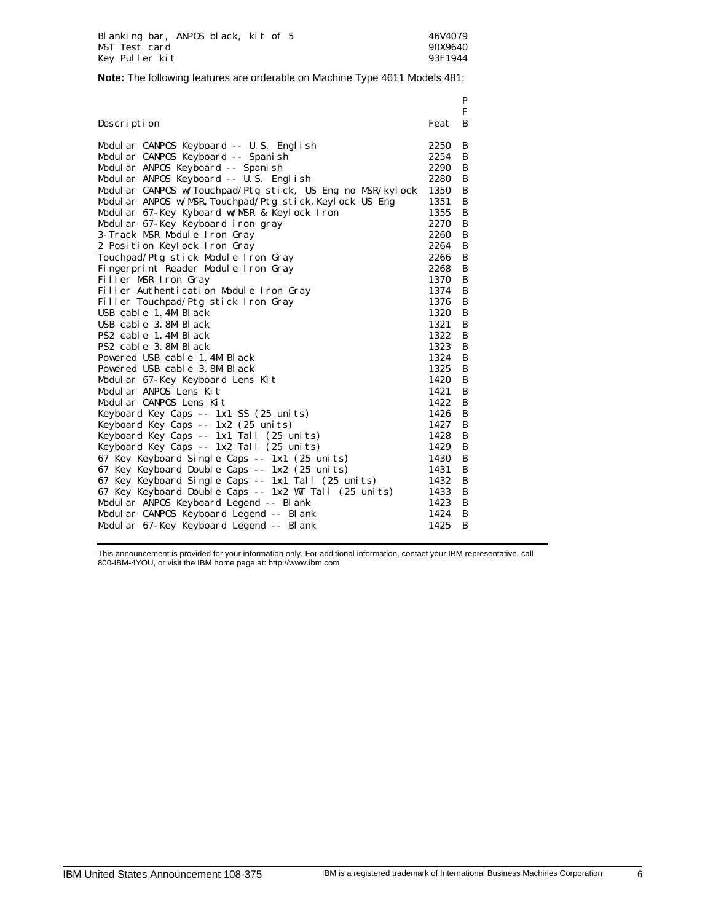| | |
|---|---|
| Blanking bar, ANPOS black, kit of 5 | 46V4079 |
| MST Test card | 90X9640 |
| Key Puller kit | 93F1944 |

**Note:** The following features are orderable on Machine Type 4611 Models 481:

| Description | Feat | PFB |
|---|---|---|
| Modular CANPOS Keyboard -- U.S. English | 2250 | B |
| Modular CANPOS Keyboard -- Spanish | 2254 | B |
| Modular ANPOS Keyboard -- Spanish | 2290 | B |
| Modular ANPOS Keyboard -- U.S. English | 2280 | B |
| Modular CANPOS w/Touchpad/Ptg stick, US Eng no MSR/kylock | 1350 | B |
| Modular ANPOS w/MSR,Touchpad/Ptg stick,Keylock US Eng | 1351 | B |
| Modular 67-Key Kyboard w/MSR & Keylock Iron | 1355 | B |
| Modular 67-Key Keyboard iron gray | 2270 | B |
| 3-Track MSR Module Iron Gray | 2260 | B |
| 2 Position Keylock Iron Gray | 2264 | B |
| Touchpad/Ptg stick Module Iron Gray | 2266 | B |
| Fingerprint Reader Module Iron Gray | 2268 | B |
| Filler MSR Iron Gray | 1370 | B |
| Filler Authentication Module Iron Gray | 1374 | B |
| Filler Touchpad/Ptg stick Iron Gray | 1376 | B |
| USB cable 1.4M Black | 1320 | B |
| USB cable 3.8M Black | 1321 | B |
| PS2 cable 1.4M Black | 1322 | B |
| PS2 cable 3.8M Black | 1323 | B |
| Powered USB cable 1.4M Black | 1324 | B |
| Powered USB cable 3.8M Black | 1325 | B |
| Modular 67-Key Keyboard Lens Kit | 1420 | B |
| Modular ANPOS Lens Kit | 1421 | B |
| Modular CANPOS Lens Kit | 1422 | B |
| Keyboard Key Caps -- 1x1 SS (25 units) | 1426 | B |
| Keyboard Key Caps -- 1x2 (25 units) | 1427 | B |
| Keyboard Key Caps -- 1x1 Tall (25 units) | 1428 | B |
| Keyboard Key Caps -- 1x2 Tall (25 units) | 1429 | B |
| 67 Key Keyboard Single Caps -- 1x1 (25 units) | 1430 | B |
| 67 Key Keyboard Double Caps -- 1x2 (25 units) | 1431 | B |
| 67 Key Keyboard Single Caps -- 1x1 Tall (25 units) | 1432 | B |
| 67 Key Keyboard Double Caps -- 1x2 WT Tall (25 units) | 1433 | B |
| Modular ANPOS Keyboard Legend -- Blank | 1423 | B |
| Modular CANPOS Keyboard Legend -- Blank | 1424 | B |
| Modular 67-Key Keyboard Legend -- Blank | 1425 | B |

This announcement is provided for your information only. For additional information, contact your IBM representative, call 800-IBM-4YOU, or visit the IBM home page at: http://www.ibm.com